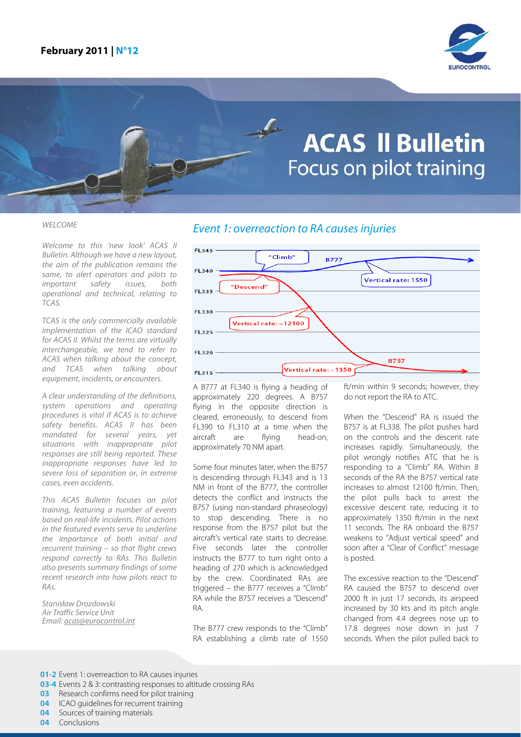**February 2011 | N°12**

# ACAS II Bulletin
## Focus on pilot training

*WELCOME*

*Welcome to this 'new look' ACAS II Bulletin. Although we have a new layout, the aim of the publication remains the same, to alert operators and pilots to important safety issues, both operational and technical, relating to TCAS.*

*TCAS is the only commercially available implementation of the ICAO standard for ACAS II. Whilst the terms are virtually interchangeable, we tend to refer to ACAS when talking about the concept, and TCAS when talking about equipment, incidents, or encounters.*

*A clear understanding of the definitions, system operations and operating procedures is vital if ACAS is to achieve safety benefits. ACAS II has been mandated for several years, yet situations with inappropriate pilot responses are still being reported. These inappropriate responses have led to severe loss of separation or, in extreme cases, even accidents.*

*This ACAS Bulletin focuses on pilot training, featuring a number of events based on real-life incidents. Pilot actions in the featured events serve to underline the importance of both initial and recurrent training – so that flight crews respond correctly to RAs. This Bulletin also presents summary findings of some recent research into how pilots react to RAs.*

*Stanisław Drozdowski*
*Air Traffic Service Unit*
*Email: acas@eurocontrol.int*

## Event 1: overreaction to RA causes injuries

A B777 at FL340 is flying a heading of approximately 220 degrees. A B757 flying in the opposite direction is cleared, erroneously, to descend from FL390 to FL310 at a time when the aircraft are flying head-on, approximately 70 NM apart.

Some four minutes later, when the B757 is descending through FL343 and is 13 NM in front of the B777, the controller detects the conflict and instructs the B757 (using non-standard phraseology) to stop descending. There is no response from the B757 pilot but the aircraft's vertical rate starts to decrease. Five seconds later the controller instructs the B777 to turn right onto a heading of 270 which is acknowledged by the crew. Coordinated RAs are triggered – the B777 receives a "Climb" RA while the B757 receives a "Descend" RA.

The B777 crew responds to the "Climb" RA establishing a climb rate of 1550 ft/min within 9 seconds; however, they do not report the RA to ATC.

When the "Descend" RA is issued the B757 is at FL338. The pilot pushes hard on the controls and the descent rate increases rapidly. Simultaneously, the pilot wrongly notifies ATC that he is responding to a "Climb" RA. Within 8 seconds of the RA the B757 vertical rate increases to almost 12100 ft/min. Then, the pilot pulls back to arrest the excessive descent rate, reducing it to approximately 1350 ft/min in the next 11 seconds. The RA onboard the B757 weakens to "Adjust vertical speed" and soon after a "Clear of Conflict" message is posted.

The excessive reaction to the "Descend" RA caused the B757 to descend over 2000 ft in just 17 seconds, its airspeed increased by 30 kts and its pitch angle changed from 4.4 degrees nose up to 17.8 degrees nose down in just 7 seconds. When the pilot pulled back to

**01-2** Event 1: overreaction to RA causes injuries
**03-4** Events 2 & 3: contrasting responses to altitude crossing RAs
**03** Research confirms need for pilot training
**04** ICAO guidelines for recurrent training
**04** Sources of training materials
**04** Conclusions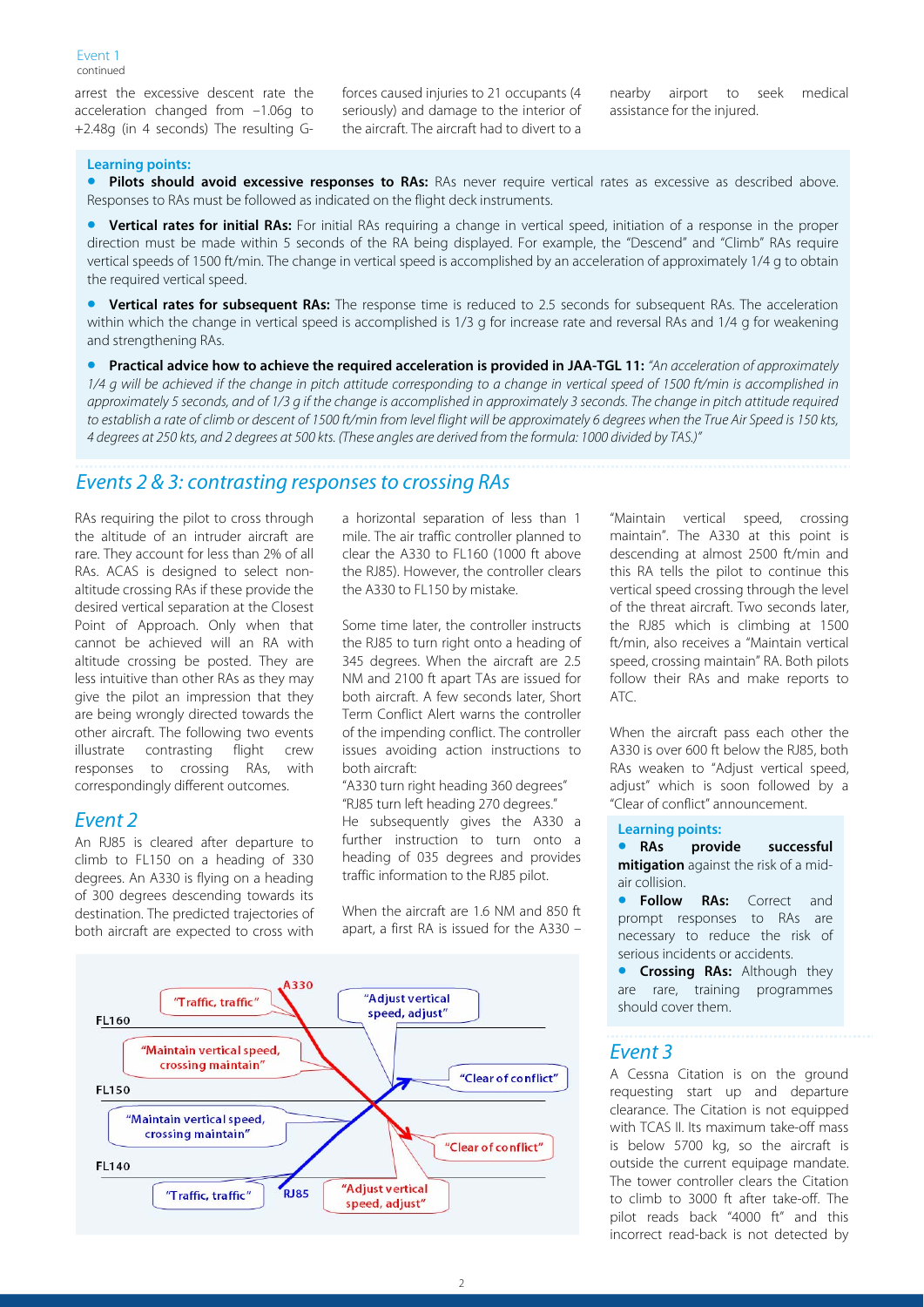arrest the excessive descent rate the acceleration changed from –1.06g to +2.48g (in 4 seconds) The resulting G-forces caused injuries to 21 occupants (4 seriously) and damage to the interior of the aircraft. The aircraft had to divert to a nearby airport to seek medical assistance for the injured.

**Learning points:**

- **Pilots should avoid excessive responses to RAs:** RAs never require vertical rates as excessive as described above. Responses to RAs must be followed as indicated on the flight deck instruments.
- **Vertical rates for initial RAs:** For initial RAs requiring a change in vertical speed, initiation of a response in the proper direction must be made within 5 seconds of the RA being displayed. For example, the "Descend" and "Climb" RAs require vertical speeds of 1500 ft/min. The change in vertical speed is accomplished by an acceleration of approximately 1/4 g to obtain the required vertical speed.
- **Vertical rates for subsequent RAs:** The response time is reduced to 2.5 seconds for subsequent RAs. The acceleration within which the change in vertical speed is accomplished is 1/3 g for increase rate and reversal RAs and 1/4 g for weakening and strengthening RAs.
- **Practical advice how to achieve the required acceleration is provided in JAA-TGL 11:** *"An acceleration of approximately 1/4 g will be achieved if the change in pitch attitude corresponding to a change in vertical speed of 1500 ft/min is accomplished in approximately 5 seconds, and of 1/3 g if the change is accomplished in approximately 3 seconds. The change in pitch attitude required to establish a rate of climb or descent of 1500 ft/min from level flight will be approximately 6 degrees when the True Air Speed is 150 kts, 4 degrees at 250 kts, and 2 degrees at 500 kts. (These angles are derived from the formula: 1000 divided by TAS.)"*

## *Events 2 & 3: contrasting responses to crossing RAs*

RAs requiring the pilot to cross through the altitude of an intruder aircraft are rare. They account for less than 2% of all RAs. ACAS is designed to select non-altitude crossing RAs if these provide the desired vertical separation at the Closest Point of Approach. Only when that cannot be achieved will an RA with altitude crossing be posted. They are less intuitive than other RAs as they may give the pilot an impression that they are being wrongly directed towards the other aircraft. The following two events illustrate contrasting flight crew responses to crossing RAs, with correspondingly different outcomes.

### *Event 2*

An RJ85 is cleared after departure to climb to FL150 on a heading of 330 degrees. An A330 is flying on a heading of 300 degrees descending towards its destination. The predicted trajectories of both aircraft are expected to cross with a horizontal separation of less than 1 mile. The air traffic controller planned to clear the A330 to FL160 (1000 ft above the RJ85). However, the controller clears the A330 to FL150 by mistake.

Some time later, the controller instructs the RJ85 to turn right onto a heading of 345 degrees. When the aircraft are 2.5 NM and 2100 ft apart TAs are issued for both aircraft. A few seconds later, Short Term Conflict Alert warns the controller of the impending conflict. The controller issues avoiding action instructions to both aircraft:

"A330 turn right heading 360 degrees"
"RJ85 turn left heading 270 degrees."
He subsequently gives the A330 a further instruction to turn onto a heading of 035 degrees and provides traffic information to the RJ85 pilot.

When the aircraft are 1.6 NM and 850 ft apart, a first RA is issued for the A330 – "Maintain vertical speed, crossing maintain". The A330 at this point is descending at almost 2500 ft/min and this RA tells the pilot to continue this vertical speed crossing through the level of the threat aircraft. Two seconds later, the RJ85 which is climbing at 1500 ft/min, also receives a "Maintain vertical speed, crossing maintain" RA. Both pilots follow their RAs and make reports to ATC.

When the aircraft pass each other the A330 is over 600 ft below the RJ85, both RAs weaken to "Adjust vertical speed, adjust" which is soon followed by a "Clear of conflict" announcement.

**Learning points:**

- **RAs provide successful mitigation** against the risk of a mid-air collision.
- **Follow RAs:** Correct and prompt responses to RAs are necessary to reduce the risk of serious incidents or accidents.
- **Crossing RAs:** Although they are rare, training programmes should cover them.

### *Event 3*

A Cessna Citation is on the ground requesting start up and departure clearance. The Citation is not equipped with TCAS II. Its maximum take-off mass is below 5700 kg, so the aircraft is outside the current equipage mandate. The tower controller clears the Citation to climb to 3000 ft after take-off. The pilot reads back "4000 ft" and this incorrect read-back is not detected by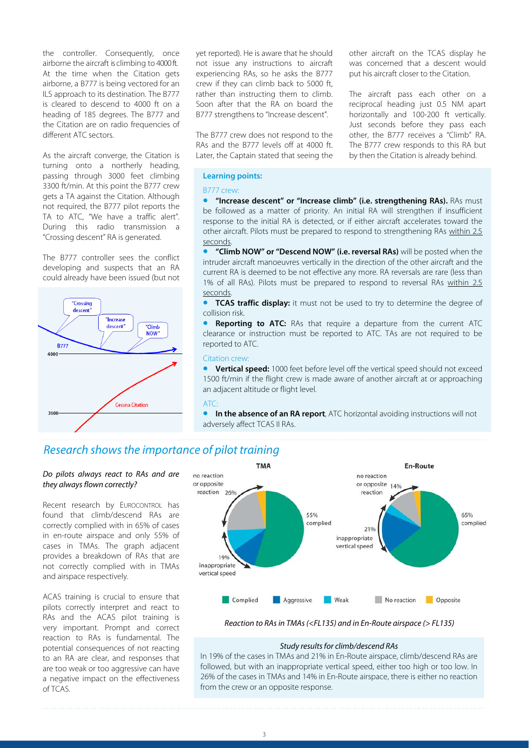the controller. Consequently, once airborne the aircraft is climbing to 4000 ft. At the time when the Citation gets airborne, a B777 is being vectored for an ILS approach to its destination. The B777 is cleared to descend to 4000 ft on a heading of 185 degrees. The B777 and the Citation are on radio frequencies of different ATC sectors.

As the aircraft converge, the Citation is turning onto a northerly heading, passing through 3000 feet climbing 3300 ft/min. At this point the B777 crew gets a TA against the Citation. Although not required, the B777 pilot reports the TA to ATC, "We have a traffic alert". During this radio transmission a "Crossing descent" RA is generated.

The B777 controller sees the conflict developing and suspects that an RA could already have been issued (but not yet reported). He is aware that he should not issue any instructions to aircraft experiencing RAs, so he asks the B777 crew if they can climb back to 5000 ft, rather than instructing them to climb. Soon after that the RA on board the B777 strengthens to "Increase descent".

The B777 crew does not respond to the RAs and the B777 levels off at 4000 ft. Later, the Captain stated that seeing the other aircraft on the TCAS display he was concerned that a descent would put his aircraft closer to the Citation.

The aircraft pass each other on a reciprocal heading just 0.5 NM apart horizontally and 100-200 ft vertically. Just seconds before they pass each other, the B777 receives a "Climb" RA. The B777 crew responds to this RA but by then the Citation is already behind.

**Learning points:**

B777 crew:

- **"Increase descent" or "Increase climb" (i.e. strengthening RAs).** RAs must be followed as a matter of priority. An initial RA will strengthen if insufficient response to the initial RA is detected, or if either aircraft accelerates toward the other aircraft. Pilots must be prepared to respond to strengthening RAs within 2.5 seconds.
- **"Climb NOW" or "Descend NOW" (i.e. reversal RAs)** will be posted when the intruder aircraft manoeuvres vertically in the direction of the other aircraft and the current RA is deemed to be not effective any more. RA reversals are rare (less than 1% of all RAs). Pilots must be prepared to respond to reversal RAs within 2.5 seconds.
- **TCAS traffic display:** it must not be used to try to determine the degree of collision risk.
- **Reporting to ATC:** RAs that require a departure from the current ATC clearance or instruction must be reported to ATC. TAs are not required to be reported to ATC.

Citation crew:

- **Vertical speed:** 1000 feet before level off the vertical speed should not exceed 1500 ft/min if the flight crew is made aware of another aircraft at or approaching an adjacent altitude or flight level.

ATC:

- **In the absence of an RA report**, ATC horizontal avoiding instructions will not adversely affect TCAS II RAs.

## *Research shows the importance of pilot training*

*Do pilots always react to RAs and are they always flown correctly?*

Recent research by EUROCONTROL has found that climb/descend RAs are correctly complied with in 65% of cases in en-route airspace and only 55% of cases in TMAs. The graph adjacent provides a breakdown of RAs that are not correctly complied with in TMAs and airspace respectively.

ACAS training is crucial to ensure that pilots correctly interpret and react to RAs and the ACAS pilot training is very important. Prompt and correct reaction to RAs is fundamental. The potential consequences of not reacting to an RA are clear, and responses that are too weak or too aggressive can have a negative impact on the effectiveness of TCAS.

*Reaction to RAs in TMAs (<FL135) and in En-Route airspace (> FL135)*

*Study results for climb/descend RAs*

In 19% of the cases in TMAs and 21% in En-Route airspace, climb/descend RAs are followed, but with an inappropriate vertical speed, either too high or too low. In 26% of the cases in TMAs and 14% in En-Route airspace, there is either no reaction from the crew or an opposite response.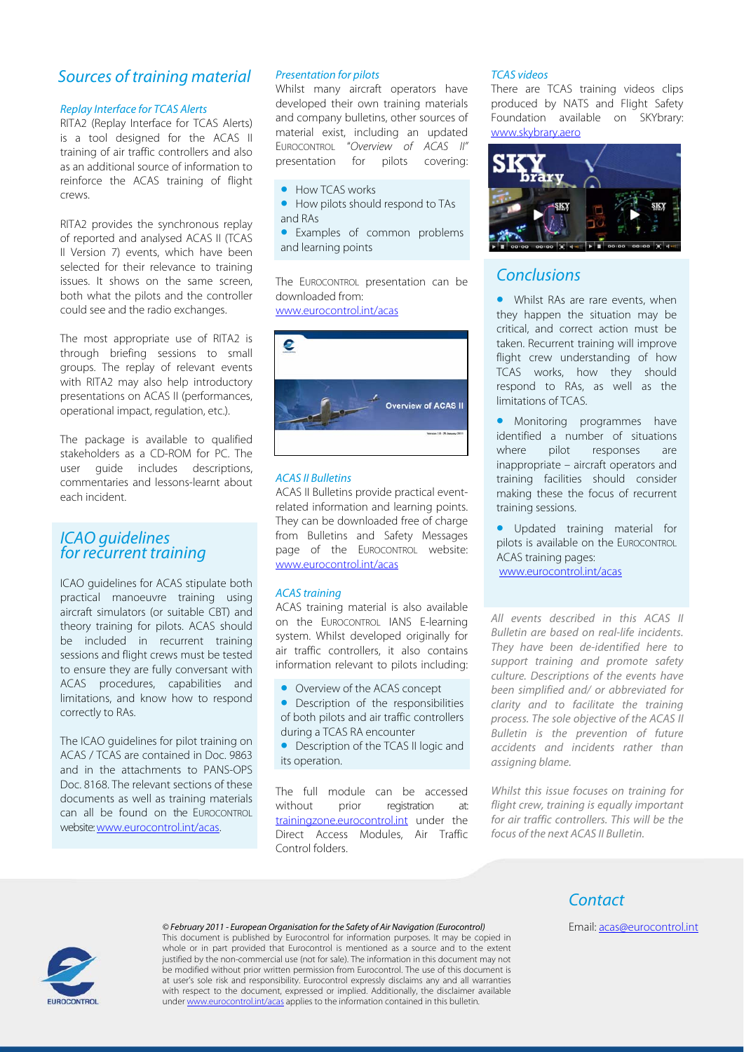## Sources of training material

### *Replay Interface for TCAS Alerts*

RITA2 (Replay Interface for TCAS Alerts) is a tool designed for the ACAS II training of air traffic controllers and also as an additional source of information to reinforce the ACAS training of flight crews.

RITA2 provides the synchronous replay of reported and analysed ACAS II (TCAS II Version 7) events, which have been selected for their relevance to training issues. It shows on the same screen, both what the pilots and the controller could see and the radio exchanges.

The most appropriate use of RITA2 is through briefing sessions to small groups. The replay of relevant events with RITA2 may also help introductory presentations on ACAS II (performances, operational impact, regulation, etc.).

The package is available to qualified stakeholders as a CD-ROM for PC. The user guide includes descriptions, commentaries and lessons-learnt about each incident.

## ICAO guidelines for recurrent training

ICAO guidelines for ACAS stipulate both practical manoeuvre training using aircraft simulators (or suitable CBT) and theory training for pilots. ACAS should be included in recurrent training sessions and flight crews must be tested to ensure they are fully conversant with ACAS procedures, capabilities and limitations, and know how to respond correctly to RAs.

The ICAO guidelines for pilot training on ACAS / TCAS are contained in Doc. 9863 and in the attachments to PANS-OPS Doc. 8168. The relevant sections of these documents as well as training materials can all be found on the EUROCONTROL website: www.eurocontrol.int/acas.

### *Presentation for pilots*

Whilst many aircraft operators have developed their own training materials and company bulletins, other sources of material exist, including an updated EUROCONTROL "*Overview of ACAS II*" presentation for pilots covering:

- How TCAS works
- How pilots should respond to TAs and RAs
- Examples of common problems and learning points

The EUROCONTROL presentation can be downloaded from:
www.eurocontrol.int/acas

### *ACAS II Bulletins*

ACAS II Bulletins provide practical event-related information and learning points. They can be downloaded free of charge from Bulletins and Safety Messages page of the EUROCONTROL website: www.eurocontrol.int/acas

### *ACAS training*

ACAS training material is also available on the EUROCONTROL IANS E-learning system. Whilst developed originally for air traffic controllers, it also contains information relevant to pilots including:

- Overview of the ACAS concept
- Description of the responsibilities of both pilots and air traffic controllers during a TCAS RA encounter
- Description of the TCAS II logic and its operation.

The full module can be accessed without prior registration at: trainingzone.eurocontrol.int under the Direct Access Modules, Air Traffic Control folders.

### *TCAS videos*

There are TCAS training videos clips produced by NATS and Flight Safety Foundation available on SKYbrary: www.skybrary.aero

## Conclusions

- Whilst RAs are rare events, when they happen the situation may be critical, and correct action must be taken. Recurrent training will improve flight crew understanding of how TCAS works, how they should respond to RAs, as well as the limitations of TCAS.
- Monitoring programmes have identified a number of situations where pilot responses are inappropriate – aircraft operators and training facilities should consider making these the focus of recurrent training sessions.
- Updated training material for pilots is available on the EUROCONTROL ACAS training pages: www.eurocontrol.int/acas

*All events described in this ACAS II Bulletin are based on real-life incidents. They have been de-identified here to support training and promote safety culture. Descriptions of the events have been simplified and/ or abbreviated for clarity and to facilitate the training process. The sole objective of the ACAS II Bulletin is the prevention of future accidents and incidents rather than assigning blame.*

*Whilst this issue focuses on training for flight crew, training is equally important for air traffic controllers. This will be the focus of the next ACAS II Bulletin.*

## Contact

Email: acas@eurocontrol.int

*© February 2011 - European Organisation for the Safety of Air Navigation (Eurocontrol)*
This document is published by Eurocontrol for information purposes. It may be copied in whole or in part provided that Eurocontrol is mentioned as a source and to the extent justified by the non-commercial use (not for sale). The information in this document may not be modified without prior written permission from Eurocontrol. The use of this document is at user's sole risk and responsibility. Eurocontrol expressly disclaims any and all warranties with respect to the document, expressed or implied. Additionally, the disclaimer available under www.eurocontrol.int/acas applies to the information contained in this bulletin.